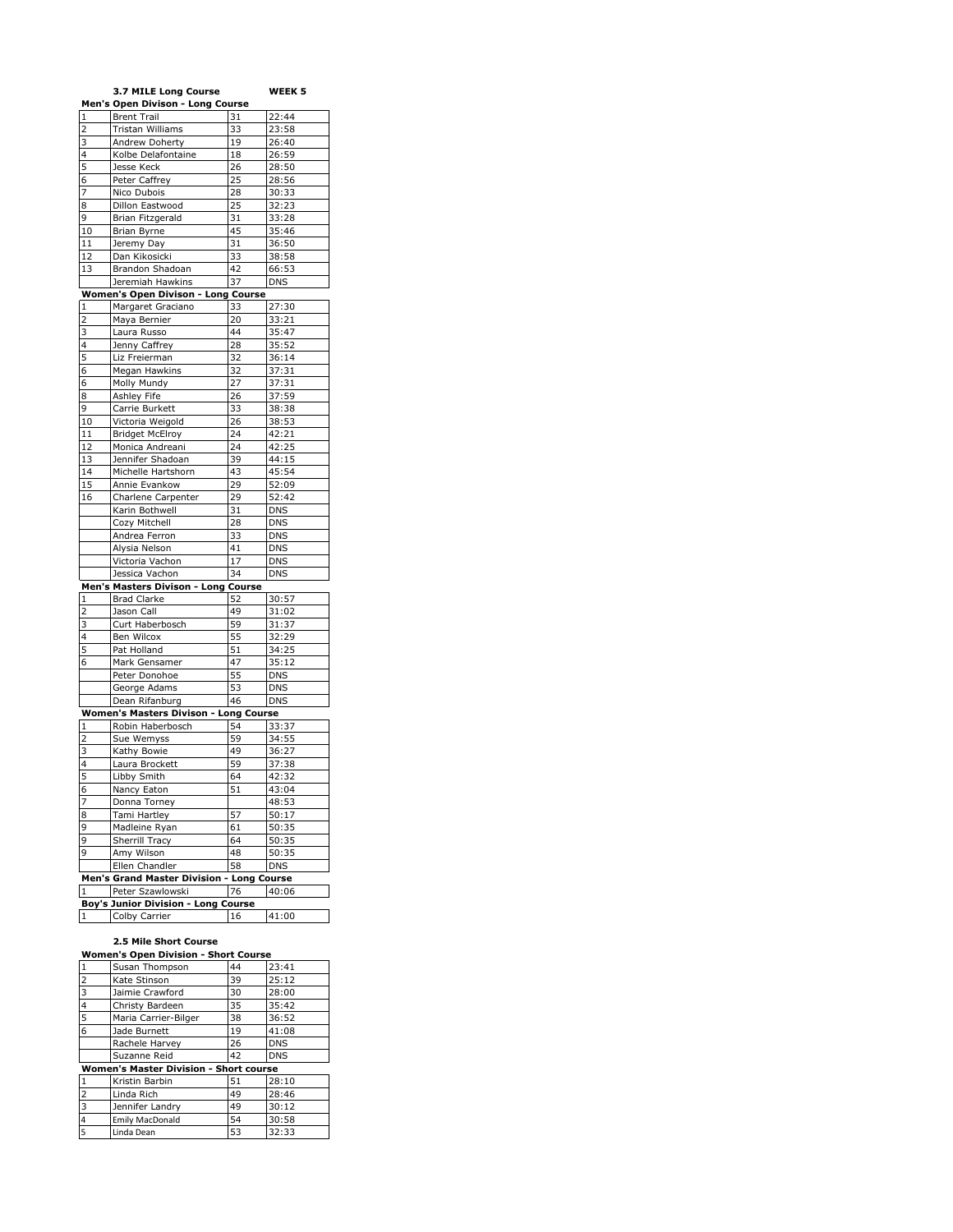**3.7 MILE Long Course** **WEEK 5**

**Men's Open Divison - Long Course**

| | | | |
|---|---|---|---|
| 1 | Brent Trail | 31 | 22:44 |
| 2 | Tristan Williams | 33 | 23:58 |
| 3 | Andrew Doherty | 19 | 26:40 |
| 4 | Kolbe Delafontaine | 18 | 26:59 |
| 5 | Jesse Keck | 26 | 28:50 |
| 6 | Peter Caffrey | 25 | 28:56 |
| 7 | Nico Dubois | 28 | 30:33 |
| 8 | Dillon Eastwood | 25 | 32:23 |
| 9 | Brian Fitzgerald | 31 | 33:28 |
| 10 | Brian Byrne | 45 | 35:46 |
| 11 | Jeremy Day | 31 | 36:50 |
| 12 | Dan Kikosicki | 33 | 38:58 |
| 13 | Brandon Shadoan | 42 | 66:53 |
| | Jeremiah Hawkins | 37 | DNS |

**Women's Open Divison - Long Course**

| | | | |
|---|---|---|---|
| 1 | Margaret Graciano | 33 | 27:30 |
| 2 | Maya Bernier | 20 | 33:21 |
| 3 | Laura Russo | 44 | 35:47 |
| 4 | Jenny Caffrey | 28 | 35:52 |
| 5 | Liz Freierman | 32 | 36:14 |
| 6 | Megan Hawkins | 32 | 37:31 |
| 6 | Molly Mundy | 27 | 37:31 |
| 8 | Ashley Fife | 26 | 37:59 |
| 9 | Carrie Burkett | 33 | 38:38 |
| 10 | Victoria Weigold | 26 | 38:53 |
| 11 | Bridget McElroy | 24 | 42:21 |
| 12 | Monica Andreani | 24 | 42:25 |
| 13 | Jennifer Shadoan | 39 | 44:15 |
| 14 | Michelle Hartshorn | 43 | 45:54 |
| 15 | Annie Evankow | 29 | 52:09 |
| 16 | Charlene Carpenter | 29 | 52:42 |
| | Karin Bothwell | 31 | DNS |
| | Cozy Mitchell | 28 | DNS |
| | Andrea Ferron | 33 | DNS |
| | Alysia Nelson | 41 | DNS |
| | Victoria Vachon | 17 | DNS |
| | Jessica Vachon | 34 | DNS |

**Men's Masters Divison - Long Course**

| | | | |
|---|---|---|---|
| 1 | Brad Clarke | 52 | 30:57 |
| 2 | Jason Call | 49 | 31:02 |
| 3 | Curt Haberbosch | 59 | 31:37 |
| 4 | Ben Wilcox | 55 | 32:29 |
| 5 | Pat Holland | 51 | 34:25 |
| 6 | Mark Gensamer | 47 | 35:12 |
| | Peter Donohoe | 55 | DNS |
| | George Adams | 53 | DNS |
| | Dean Rifanburg | 46 | DNS |

**Women's Masters Divison - Long Course**

| | | | |
|---|---|---|---|
| 1 | Robin Haberbosch | 54 | 33:37 |
| 2 | Sue Wemyss | 59 | 34:55 |
| 3 | Kathy Bowie | 49 | 36:27 |
| 4 | Laura Brockett | 59 | 37:38 |
| 5 | Libby Smith | 64 | 42:32 |
| 6 | Nancy Eaton | 51 | 43:04 |
| 7 | Donna Torney | | 48:53 |
| 8 | Tami Hartley | 57 | 50:17 |
| 9 | Madleine Ryan | 61 | 50:35 |
| 9 | Sherrill Tracy | 64 | 50:35 |
| 9 | Amy Wilson | 48 | 50:35 |
| | Ellen Chandler | 58 | DNS |

**Men's Grand Master Division - Long Course**

| | | | |
|---|---|---|---|
| 1 | Peter Szawlowski | 76 | 40:06 |

**Boy's Junior Division - Long Course**

| | | | |
|---|---|---|---|
| 1 | Colby Carrier | 16 | 41:00 |

**2.5 Mile Short Course**

**Women's Open Division - Short Course**

| | | | |
|---|---|---|---|
| 1 | Susan Thompson | 44 | 23:41 |
| 2 | Kate Stinson | 39 | 25:12 |
| 3 | Jaimie Crawford | 30 | 28:00 |
| 4 | Christy Bardeen | 35 | 35:42 |
| 5 | Maria Carrier-Bilger | 38 | 36:52 |
| 6 | Jade Burnett | 19 | 41:08 |
| | Rachele Harvey | 26 | DNS |
| | Suzanne Reid | 42 | DNS |

**Women's Master Division - Short course**

| | | | |
|---|---|---|---|
| 1 | Kristin Barbin | 51 | 28:10 |
| 2 | Linda Rich | 49 | 28:46 |
| 3 | Jennifer Landry | 49 | 30:12 |
| 4 | Emily MacDonald | 54 | 30:58 |
| 5 | Linda Dean | 53 | 32:33 |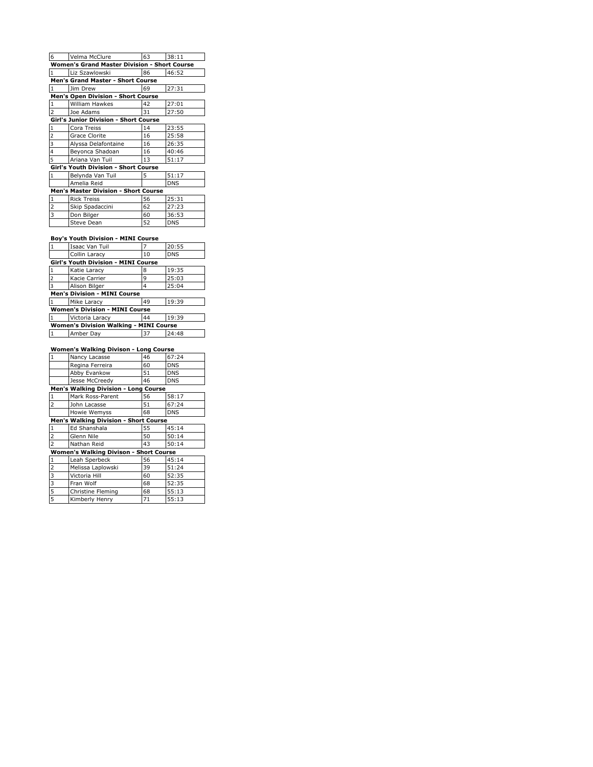| | | | |
|---|---|---|---|
| 6 | Velma McClure | 63 | 38:11 |

**Women's Grand Master Division - Short Course**

| | | | |
|---|---|---|---|
| 1 | Liz Szawlowski | 86 | 46:52 |

**Men's Grand Master - Short Course**

| | | | |
|---|---|---|---|
| 1 | Jim Drew | 69 | 27:31 |

**Men's Open Division - Short Course**

| | | | |
|---|---|---|---|
| 1 | William Hawkes | 42 | 27:01 |
| 2 | Joe Adams | 31 | 27:50 |

**Girl's Junior Division - Short Course**

| | | | |
|---|---|---|---|
| 1 | Cora Treiss | 14 | 23:55 |
| 2 | Grace Clorite | 16 | 25:58 |
| 3 | Alyssa Delafontaine | 16 | 26:35 |
| 4 | Beyonca Shadoan | 16 | 40:46 |
| 5 | Ariana Van Tuil | 13 | 51:17 |

**Girl's Youth Division - Short Course**

| | | | |
|---|---|---|---|
| 1 | Belynda Van Tuil | 5 | 51:17 |
| | Amelia Reid | | DNS |

**Men's Master Division - Short Course**

| | | | |
|---|---|---|---|
| 1 | Rick Treiss | 56 | 25:31 |
| 2 | Skip Spadaccini | 62 | 27:23 |
| 3 | Don Bilger | 60 | 36:53 |
| | Steve Dean | 52 | DNS |

**Boy's Youth Division - MINI Course**

| | | | |
|---|---|---|---|
| 1 | Isaac Van Tuil | 7 | 20:55 |
| | Collin Laracy | 10 | DNS |

**Girl's Youth Division - MINI Course**

| | | | |
|---|---|---|---|
| 1 | Katie Laracy | 8 | 19:35 |
| 2 | Kacie Carrier | 9 | 25:03 |
| 3 | Alison Bilger | 4 | 25:04 |

**Men's Division - MINI Course**

| | | | |
|---|---|---|---|
| 1 | Mike Laracy | 49 | 19:39 |

**Women's Division - MINI Course**

| | | | |
|---|---|---|---|
| 1 | Victoria Laracy | 44 | 19:39 |

**Women's Division Walking - MINI Course**

| | | | |
|---|---|---|---|
| 1 | Amber Day | 37 | 24:48 |

**Women's Walking Divison - Long Course**

| | | | |
|---|---|---|---|
| 1 | Nancy Lacasse | 46 | 67:24 |
| | Regina Ferreira | 60 | DNS |
| | Abby Evankow | 51 | DNS |
| | Jesse McCreedy | 46 | DNS |

**Men's Walking Division - Long Course**

| | | | |
|---|---|---|---|
| 1 | Mark Ross-Parent | 56 | 58:17 |
| 2 | John Lacasse | 51 | 67:24 |
| | Howie Wemyss | 68 | DNS |

**Men's Walking Division - Short Course**

| | | | |
|---|---|---|---|
| 1 | Ed Shanshala | 55 | 45:14 |
| 2 | Glenn Nile | 50 | 50:14 |
| 2 | Nathan Reid | 43 | 50:14 |

**Women's Walking Divison - Short Course**

| | | | |
|---|---|---|---|
| 1 | Leah Sperbeck | 56 | 45:14 |
| 2 | Melissa Laplowski | 39 | 51:24 |
| 3 | Victoria Hill | 60 | 52:35 |
| 3 | Fran Wolf | 68 | 52:35 |
| 5 | Christine Fleming | 68 | 55:13 |
| 5 | Kimberly Henry | 71 | 55:13 |